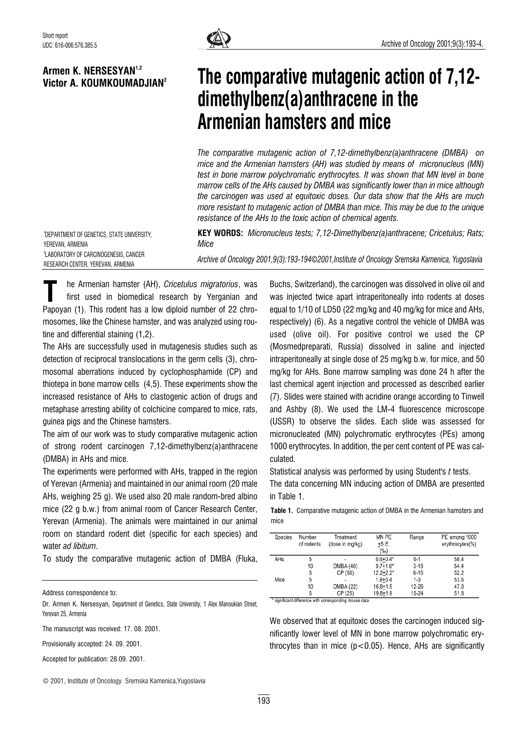Short report

UDC: 616-006:576.385.5

**Armen K. NERSESYAN[1,2]**
**Victor A. KOUMKOUMADJIAN[2]**

# The comparative mutagenic action of 7,12-dimethylbenz(a)anthracene in the Armenian hamsters and mice

*The comparative mutagenic action of 7,12-dimethylbenz(a)anthracene (DMBA) on mice and the Armenian hamsters (AH) was studied by means of micronucleus (MN) test in bone marrow polychromatic erythrocytes. It was shown that MN level in bone marrow cells of the AHs caused by DMBA was significantly lower than in mice although the carcinogen was used at equitoxic doses. Our data show that the AHs are much more resistant to mutagenic action of DMBA than mice. This may be due to the unique resistance of the AHs to the toxic action of chemical agents.*

**KEY WORDS:** *Micronucleus tests; 7,12-Dimethylbenz(a)anthracene; Cricetulus; Rats; Mice*

[1]DEPARTMENT OF GENETICS, STATE UNIVERSITY, YEREVAN, ARMENIA
[2]LABORATORY OF CARCINOGENESIS, CANCER RESEARCH CENTER, YEREVAN, ARMENIA

*Archive of Oncology 2001,9(3):193-194©2001,Institute of Oncology Sremska Kamenica, Yugoslavia*

The Armenian hamster (AH), *Cricetulus migratorius*, was first used in biomedical research by Yerganian and Papoyan (1). This rodent has a low diploid number of 22 chromosomes, like the Chinese hamster, and was analyzed using routine and differential staining (1,2).

The AHs are successfully used in mutagenesis studies such as detection of reciprocal translocations in the germ cells (3), chromosomal aberrations induced by cyclophosphamide (CP) and thiotepa in bone marrow cells (4,5). These experiments show the increased resistance of AHs to clastogenic action of drugs and metaphase arresting ability of colchicine compared to mice, rats, guinea pigs and the Chinese hamsters.

The aim of our work was to study comparative mutagenic action of strong rodent carcinogen 7,12-dimethylbenz(a)anthracene (DMBA) in AHs and mice.

The experiments were performed with AHs, trapped in the region of Yerevan (Armenia) and maintained in our animal room (20 male AHs, weighing 25 g). We used also 20 male random-bred albino mice (22 g b.w.) from animal room of Cancer Research Center, Yerevan (Armenia). The animals were maintained in our animal room on standard rodent diet (specific for each species) and water *ad libitum*.

To study the comparative mutagenic action of DMBA (Fluka, Buchs, Switzerland), the carcinogen was dissolved in olive oil and was injected twice apart intraperitoneally into rodents at doses equal to 1/10 of LD50 (22 mg/kg and 40 mg/kg for mice and AHs, respectively) (6). As a negative control the vehicle of DMBA was used (olive oil). For positive control we used the CP (Mosmedpreparati, Russia) dissolved in saline and injected intraperitoneally at single dose of 25 mg/kg b.w. for mice, and 50 mg/kg for AHs. Bone marrow sampling was done 24 h after the last chemical agent injection and processed as described earlier (7). Slides were stained with acridine orange according to Tinwell and Ashby (8). We used the LM-4 fluorescence microscope (USSR) to observe the slides. Each slide was assessed for micronucleated (MN) polychromatic erythrocytes (PEs) among 1000 erythrocytes. In addition, the per cent content of PE was calculated.

Statistical analysis was performed by using Student's *t* tests.

The data concerning MN inducing action of DMBA are presented in Table 1.

**Table 1.** Comparative mutagenic action of DMBA in the Armenian hamsters and mice

| Species | Number of rodents | Treatment (dose in mg/kg) | MN PE ±S.E. (‰) | Range | PE among 1000 erythrocytes(%) |
|---|---|---|---|---|---|
| AHs | 5 | - | 0.6±0.4* | 0-1 | 58.4 |
| | 10 | DMBA (40) | 9.7±1.6* | 3-18 | 54.4 |
| | 5 | CP (50) | 12.2±2.2* | 6-16 | 52.2 |
| Mice | 5 | - | 1.8±0.4 | 1-3 | 53.6 |
| | 10 | DMBA (22) | 16.8±1.5 | 12-26 | 47.8 |
| | 5 | CP (25) | 19.8±1.9 | 15-24 | 51.8 |

\* significant difference with corresponding mouse data

We observed that at equitoxic doses the carcinogen induced significantly lower level of MN in bone marrow polychromatic erythrocytes than in mice ($p<0.05$). Hence, AHs are significantly

Address correspondence to:

Dr. Armen K. Nersesyan, Department of Genetics, State University, 1 Alex Manoukian Street, Yerevan 25, Armenia

The manuscript was received: 17. 08. 2001.

Provisionally accepted: 24. 09. 2001.

Accepted for publication: 28.09. 2001.

© 2001, Institute of Oncology Sremska Kamenica,Yugoslavia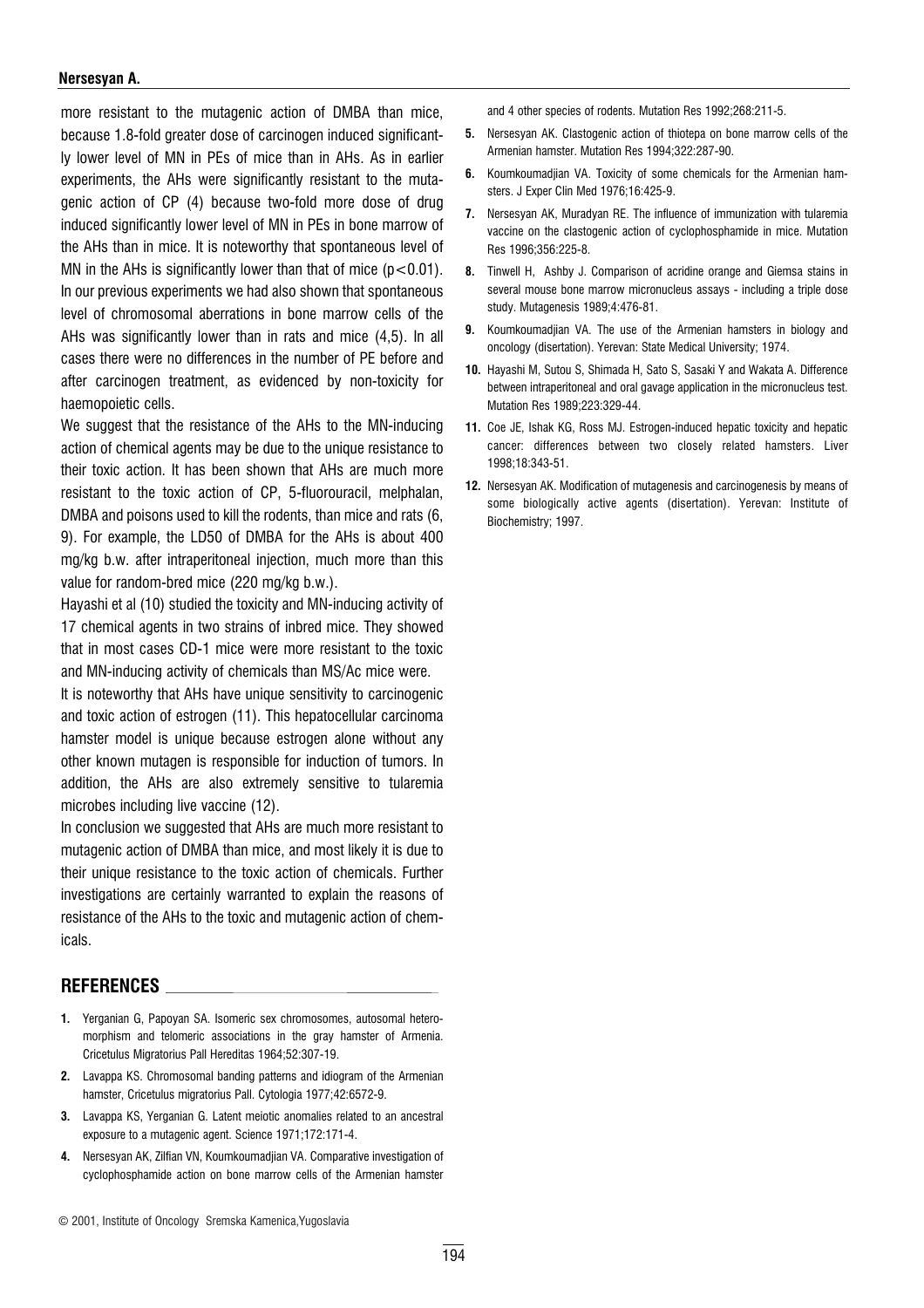more resistant to the mutagenic action of DMBA than mice, because 1.8-fold greater dose of carcinogen induced significantly lower level of MN in PEs of mice than in AHs. As in earlier experiments, the AHs were significantly resistant to the mutagenic action of CP (4) because two-fold more dose of drug induced significantly lower level of MN in PEs in bone marrow of the AHs than in mice. It is noteworthy that spontaneous level of MN in the AHs is significantly lower than that of mice ($p<0.01$). In our previous experiments we had also shown that spontaneous level of chromosomal aberrations in bone marrow cells of the AHs was significantly lower than in rats and mice (4,5). In all cases there were no differences in the number of PE before and after carcinogen treatment, as evidenced by non-toxicity for haemopoietic cells.

We suggest that the resistance of the AHs to the MN-inducing action of chemical agents may be due to the unique resistance to their toxic action. It has been shown that AHs are much more resistant to the toxic action of CP, 5-fluorouracil, melphalan, DMBA and poisons used to kill the rodents, than mice and rats (6, 9). For example, the LD50 of DMBA for the AHs is about 400 mg/kg b.w. after intraperitoneal injection, much more than this value for random-bred mice (220 mg/kg b.w.).

Hayashi et al (10) studied the toxicity and MN-inducing activity of 17 chemical agents in two strains of inbred mice. They showed that in most cases CD-1 mice were more resistant to the toxic and MN-inducing activity of chemicals than MS/Ac mice were.

It is noteworthy that AHs have unique sensitivity to carcinogenic and toxic action of estrogen (11). This hepatocellular carcinoma hamster model is unique because estrogen alone without any other known mutagen is responsible for induction of tumors. In addition, the AHs are also extremely sensitive to tularemia microbes including live vaccine (12).

In conclusion we suggested that AHs are much more resistant to mutagenic action of DMBA than mice, and most likely it is due to their unique resistance to the toxic action of chemicals. Further investigations are certainly warranted to explain the reasons of resistance of the AHs to the toxic and mutagenic action of chemicals.

## REFERENCES

1. Yerganian G, Papoyan SA. Isomeric sex chromosomes, autosomal heteromorphism and telomeric associations in the gray hamster of Armenia. Cricetulus Migratorius Pall Hereditas 1964;52:307-19.
2. Lavappa KS. Chromosomal banding patterns and idiogram of the Armenian hamster, Cricetulus migratorius Pall. Cytologia 1977;42:6572-9.
3. Lavappa KS, Yerganian G. Latent meiotic anomalies related to an ancestral exposure to a mutagenic agent. Science 1971;172:171-4.
4. Nersesyan AK, Zilfian VN, Koumkoumadjian VA. Comparative investigation of cyclophosphamide action on bone marrow cells of the Armenian hamster and 4 other species of rodents. Mutation Res 1992;268:211-5.
5. Nersesyan AK. Clastogenic action of thiotepa on bone marrow cells of the Armenian hamster. Mutation Res 1994;322:287-90.
6. Koumkoumadjian VA. Toxicity of some chemicals for the Armenian hamsters. J Exper Clin Med 1976;16:425-9.
7. Nersesyan AK, Muradyan RE. The influence of immunization with tularemia vaccine on the clastogenic action of cyclophosphamide in mice. Mutation Res 1996;356:225-8.
8. Tinwell H, Ashby J. Comparison of acridine orange and Giemsa stains in several mouse bone marrow micronucleus assays - including a triple dose study. Mutagenesis 1989;4:476-81.
9. Koumkoumadjian VA. The use of the Armenian hamsters in biology and oncology (disertation). Yerevan: State Medical University; 1974.
10. Hayashi M, Sutou S, Shimada H, Sato S, Sasaki Y and Wakata A. Difference between intraperitoneal and oral gavage application in the micronucleus test. Mutation Res 1989;223:329-44.
11. Coe JE, Ishak KG, Ross MJ. Estrogen-induced hepatic toxicity and hepatic cancer: differences between two closely related hamsters. Liver 1998;18:343-51.
12. Nersesyan AK. Modification of mutagenesis and carcinogenesis by means of some biologically active agents (disertation). Yerevan: Institute of Biochemistry; 1997.